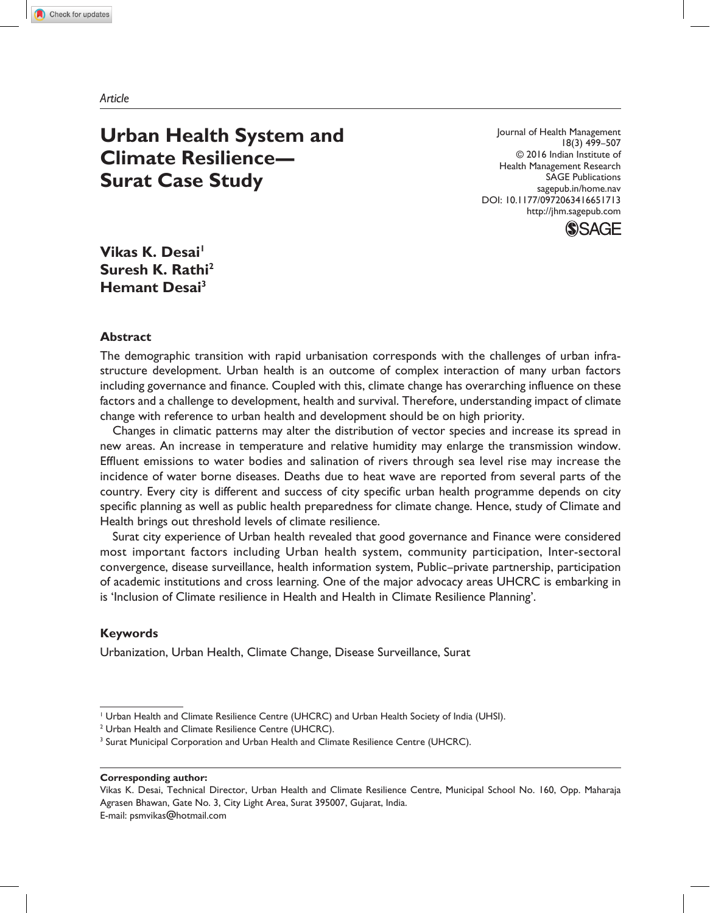*Article*

# Urban Health System and Climate Resilience—Surat Case Study

Journal of Health Management
18(3) 499–507
© 2016 Indian Institute of Health Management Research
SAGE Publications
sagepub.in/home.nav
DOI: 10.1177/0972063416651713
http://jhm.sagepub.com

**Vikas K. Desai**[1]
**Suresh K. Rathi**[2]
**Hemant Desai**[3]

## Abstract

The demographic transition with rapid urbanisation corresponds with the challenges of urban infrastructure development. Urban health is an outcome of complex interaction of many urban factors including governance and finance. Coupled with this, climate change has overarching influence on these factors and a challenge to development, health and survival. Therefore, understanding impact of climate change with reference to urban health and development should be on high priority.

Changes in climatic patterns may alter the distribution of vector species and increase its spread in new areas. An increase in temperature and relative humidity may enlarge the transmission window. Effluent emissions to water bodies and salination of rivers through sea level rise may increase the incidence of water borne diseases. Deaths due to heat wave are reported from several parts of the country. Every city is different and success of city specific urban health programme depends on city specific planning as well as public health preparedness for climate change. Hence, study of Climate and Health brings out threshold levels of climate resilience.

Surat city experience of Urban health revealed that good governance and Finance were considered most important factors including Urban health system, community participation, Inter-sectoral convergence, disease surveillance, health information system, Public–private partnership, participation of academic institutions and cross learning. One of the major advocacy areas UHCRC is embarking in is 'Inclusion of Climate resilience in Health and Health in Climate Resilience Planning'.

## Keywords

Urbanization, Urban Health, Climate Change, Disease Surveillance, Surat

[1] Urban Health and Climate Resilience Centre (UHCRC) and Urban Health Society of India (UHSI).
[2] Urban Health and Climate Resilience Centre (UHCRC).
[3] Surat Municipal Corporation and Urban Health and Climate Resilience Centre (UHCRC).

**Corresponding author:**
Vikas K. Desai, Technical Director, Urban Health and Climate Resilience Centre, Municipal School No. 160, Opp. Maharaja Agrasen Bhawan, Gate No. 3, City Light Area, Surat 395007, Gujarat, India.
E-mail: psmvikas@hotmail.com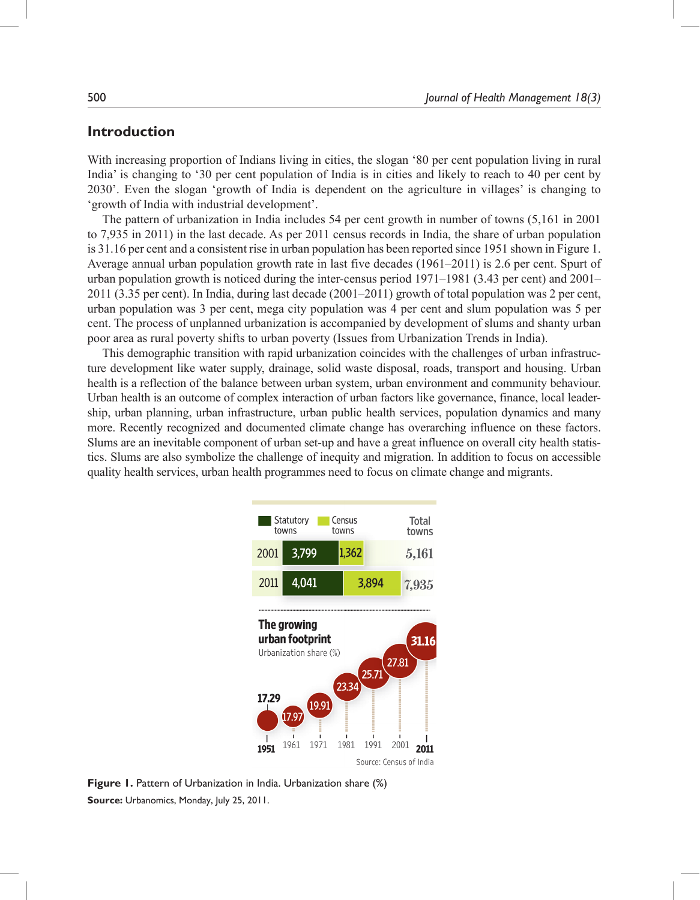## Introduction

With increasing proportion of Indians living in cities, the slogan '80 per cent population living in rural India' is changing to '30 per cent population of India is in cities and likely to reach to 40 per cent by 2030'. Even the slogan 'growth of India is dependent on the agriculture in villages' is changing to 'growth of India with industrial development'.

The pattern of urbanization in India includes 54 per cent growth in number of towns (5,161 in 2001 to 7,935 in 2011) in the last decade. As per 2011 census records in India, the share of urban population is 31.16 per cent and a consistent rise in urban population has been reported since 1951 shown in Figure 1. Average annual urban population growth rate in last five decades (1961–2011) is 2.6 per cent. Spurt of urban population growth is noticed during the inter-census period 1971–1981 (3.43 per cent) and 2001–2011 (3.35 per cent). In India, during last decade (2001–2011) growth of total population was 2 per cent, urban population was 3 per cent, mega city population was 4 per cent and slum population was 5 per cent. The process of unplanned urbanization is accompanied by development of slums and shanty urban poor area as rural poverty shifts to urban poverty (Issues from Urbanization Trends in India).

This demographic transition with rapid urbanization coincides with the challenges of urban infrastructure development like water supply, drainage, solid waste disposal, roads, transport and housing. Urban health is a reflection of the balance between urban system, urban environment and community behaviour. Urban health is an outcome of complex interaction of urban factors like governance, finance, local leadership, urban planning, urban infrastructure, urban public health services, population dynamics and many more. Recently recognized and documented climate change has overarching influence on these factors. Slums are an inevitable component of urban set-up and have a great influence on overall city health statistics. Slums are also symbolize the challenge of inequity and migration. In addition to focus on accessible quality health services, urban health programmes need to focus on climate change and migrants.

| | Statutory towns | Census towns | Total towns |
|---|---|---|---|
| 2001 | 3,799 | 1,362 | 5,161 |
| 2011 | 4,041 | 3,894 | 7,935 |

**The growing urban footprint**
Urbanization share (%)

| 1951 | 1961 | 1971 | 1981 | 1991 | 2001 | 2011 |
|---|---|---|---|---|---|---|
| 17.29 | 17.97 | 19.91 | 23.34 | 25.71 | 27.81 | 31.16 |

Source: Census of India

**Figure 1.** Pattern of Urbanization in India. Urbanization share (%)

**Source:** Urbanomics, Monday, July 25, 2011.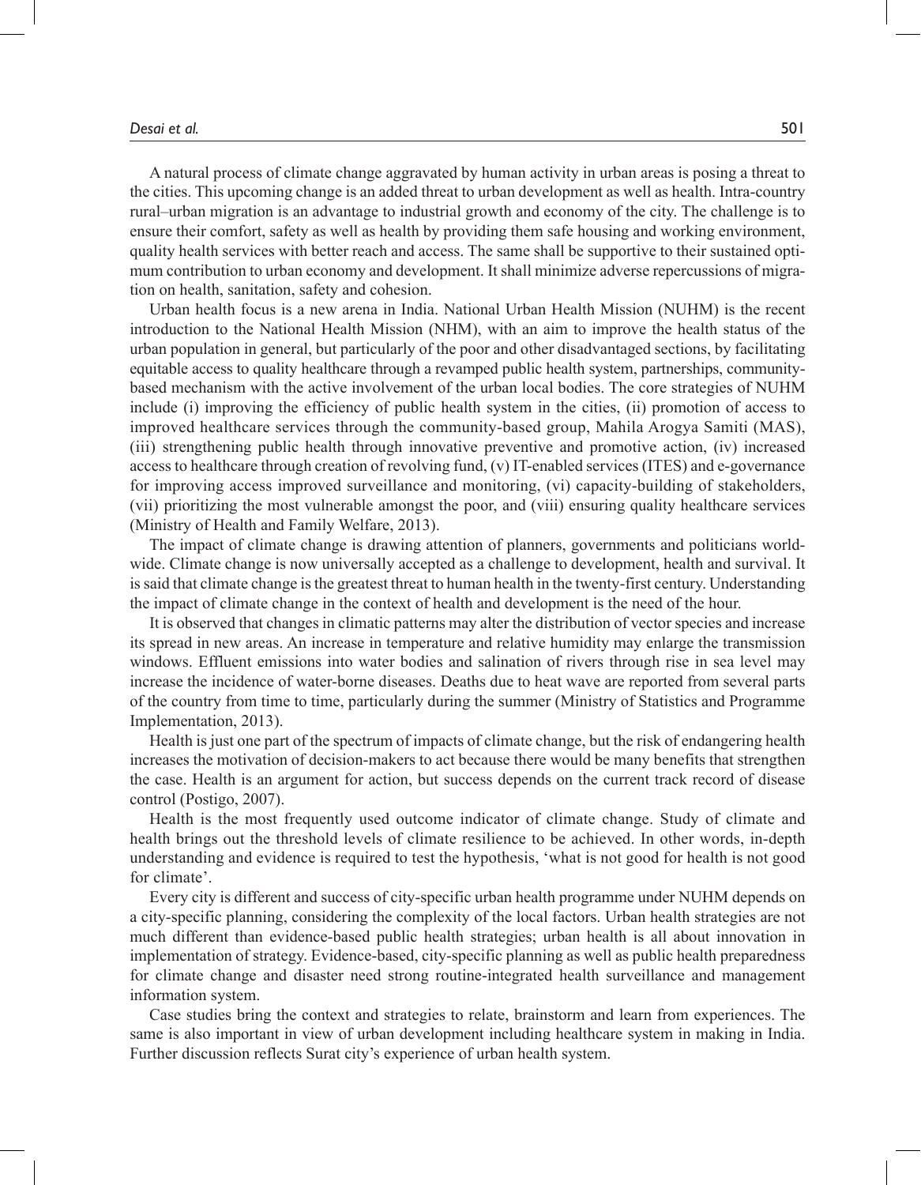A natural process of climate change aggravated by human activity in urban areas is posing a threat to the cities. This upcoming change is an added threat to urban development as well as health. Intra-country rural–urban migration is an advantage to industrial growth and economy of the city. The challenge is to ensure their comfort, safety as well as health by providing them safe housing and working environment, quality health services with better reach and access. The same shall be supportive to their sustained optimum contribution to urban economy and development. It shall minimize adverse repercussions of migration on health, sanitation, safety and cohesion.

Urban health focus is a new arena in India. National Urban Health Mission (NUHM) is the recent introduction to the National Health Mission (NHM), with an aim to improve the health status of the urban population in general, but particularly of the poor and other disadvantaged sections, by facilitating equitable access to quality healthcare through a revamped public health system, partnerships, community-based mechanism with the active involvement of the urban local bodies. The core strategies of NUHM include (i) improving the efficiency of public health system in the cities, (ii) promotion of access to improved healthcare services through the community-based group, Mahila Arogya Samiti (MAS), (iii) strengthening public health through innovative preventive and promotive action, (iv) increased access to healthcare through creation of revolving fund, (v) IT-enabled services (ITES) and e-governance for improving access improved surveillance and monitoring, (vi) capacity-building of stakeholders, (vii) prioritizing the most vulnerable amongst the poor, and (viii) ensuring quality healthcare services (Ministry of Health and Family Welfare, 2013).

The impact of climate change is drawing attention of planners, governments and politicians worldwide. Climate change is now universally accepted as a challenge to development, health and survival. It is said that climate change is the greatest threat to human health in the twenty-first century. Understanding the impact of climate change in the context of health and development is the need of the hour.

It is observed that changes in climatic patterns may alter the distribution of vector species and increase its spread in new areas. An increase in temperature and relative humidity may enlarge the transmission windows. Effluent emissions into water bodies and salination of rivers through rise in sea level may increase the incidence of water-borne diseases. Deaths due to heat wave are reported from several parts of the country from time to time, particularly during the summer (Ministry of Statistics and Programme Implementation, 2013).

Health is just one part of the spectrum of impacts of climate change, but the risk of endangering health increases the motivation of decision-makers to act because there would be many benefits that strengthen the case. Health is an argument for action, but success depends on the current track record of disease control (Postigo, 2007).

Health is the most frequently used outcome indicator of climate change. Study of climate and health brings out the threshold levels of climate resilience to be achieved. In other words, in-depth understanding and evidence is required to test the hypothesis, 'what is not good for health is not good for climate'.

Every city is different and success of city-specific urban health programme under NUHM depends on a city-specific planning, considering the complexity of the local factors. Urban health strategies are not much different than evidence-based public health strategies; urban health is all about innovation in implementation of strategy. Evidence-based, city-specific planning as well as public health preparedness for climate change and disaster need strong routine-integrated health surveillance and management information system.

Case studies bring the context and strategies to relate, brainstorm and learn from experiences. The same is also important in view of urban development including healthcare system in making in India. Further discussion reflects Surat city's experience of urban health system.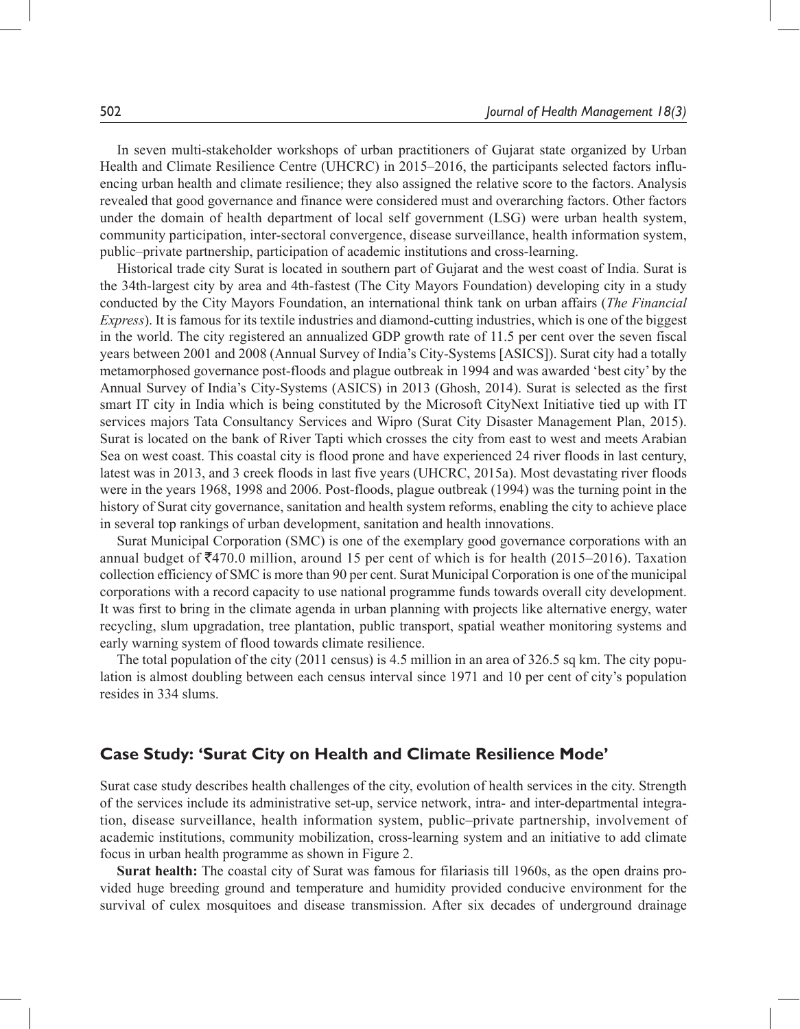In seven multi-stakeholder workshops of urban practitioners of Gujarat state organized by Urban Health and Climate Resilience Centre (UHCRC) in 2015–2016, the participants selected factors influencing urban health and climate resilience; they also assigned the relative score to the factors. Analysis revealed that good governance and finance were considered must and overarching factors. Other factors under the domain of health department of local self government (LSG) were urban health system, community participation, inter-sectoral convergence, disease surveillance, health information system, public–private partnership, participation of academic institutions and cross-learning.

Historical trade city Surat is located in southern part of Gujarat and the west coast of India. Surat is the 34th-largest city by area and 4th-fastest (The City Mayors Foundation) developing city in a study conducted by the City Mayors Foundation, an international think tank on urban affairs (*The Financial Express*). It is famous for its textile industries and diamond-cutting industries, which is one of the biggest in the world. The city registered an annualized GDP growth rate of 11.5 per cent over the seven fiscal years between 2001 and 2008 (Annual Survey of India's City-Systems [ASICS]). Surat city had a totally metamorphosed governance post-floods and plague outbreak in 1994 and was awarded 'best city' by the Annual Survey of India's City-Systems (ASICS) in 2013 (Ghosh, 2014). Surat is selected as the first smart IT city in India which is being constituted by the Microsoft CityNext Initiative tied up with IT services majors Tata Consultancy Services and Wipro (Surat City Disaster Management Plan, 2015). Surat is located on the bank of River Tapti which crosses the city from east to west and meets Arabian Sea on west coast. This coastal city is flood prone and have experienced 24 river floods in last century, latest was in 2013, and 3 creek floods in last five years (UHCRC, 2015a). Most devastating river floods were in the years 1968, 1998 and 2006. Post-floods, plague outbreak (1994) was the turning point in the history of Surat city governance, sanitation and health system reforms, enabling the city to achieve place in several top rankings of urban development, sanitation and health innovations.

Surat Municipal Corporation (SMC) is one of the exemplary good governance corporations with an annual budget of ₹470.0 million, around 15 per cent of which is for health (2015–2016). Taxation collection efficiency of SMC is more than 90 per cent. Surat Municipal Corporation is one of the municipal corporations with a record capacity to use national programme funds towards overall city development. It was first to bring in the climate agenda in urban planning with projects like alternative energy, water recycling, slum upgradation, tree plantation, public transport, spatial weather monitoring systems and early warning system of flood towards climate resilience.

The total population of the city (2011 census) is 4.5 million in an area of 326.5 sq km. The city population is almost doubling between each census interval since 1971 and 10 per cent of city's population resides in 334 slums.

## Case Study: 'Surat City on Health and Climate Resilience Mode'

Surat case study describes health challenges of the city, evolution of health services in the city. Strength of the services include its administrative set-up, service network, intra- and inter-departmental integration, disease surveillance, health information system, public–private partnership, involvement of academic institutions, community mobilization, cross-learning system and an initiative to add climate focus in urban health programme as shown in Figure 2.

**Surat health:** The coastal city of Surat was famous for filariasis till 1960s, as the open drains provided huge breeding ground and temperature and humidity provided conducive environment for the survival of culex mosquitoes and disease transmission. After six decades of underground drainage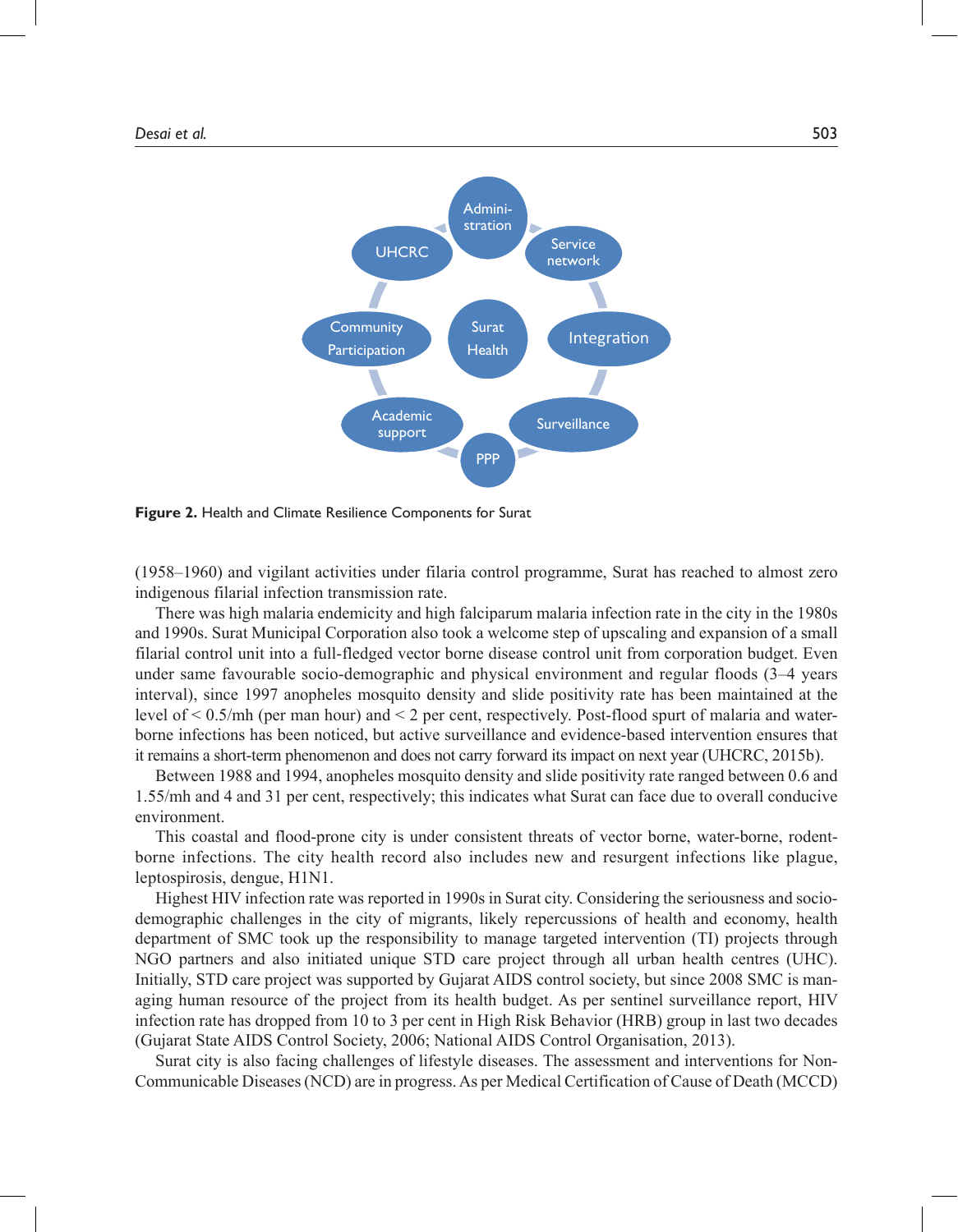**Figure 2.** Health and Climate Resilience Components for Surat

(1958–1960) and vigilant activities under filaria control programme, Surat has reached to almost zero indigenous filarial infection transmission rate.

There was high malaria endemicity and high falciparum malaria infection rate in the city in the 1980s and 1990s. Surat Municipal Corporation also took a welcome step of upscaling and expansion of a small filarial control unit into a full-fledged vector borne disease control unit from corporation budget. Even under same favourable socio-demographic and physical environment and regular floods (3–4 years interval), since 1997 anopheles mosquito density and slide positivity rate has been maintained at the level of < 0.5/mh (per man hour) and < 2 per cent, respectively. Post-flood spurt of malaria and water-borne infections has been noticed, but active surveillance and evidence-based intervention ensures that it remains a short-term phenomenon and does not carry forward its impact on next year (UHCRC, 2015b).

Between 1988 and 1994, anopheles mosquito density and slide positivity rate ranged between 0.6 and 1.55/mh and 4 and 31 per cent, respectively; this indicates what Surat can face due to overall conducive environment.

This coastal and flood-prone city is under consistent threats of vector borne, water-borne, rodent-borne infections. The city health record also includes new and resurgent infections like plague, leptospirosis, dengue, H1N1.

Highest HIV infection rate was reported in 1990s in Surat city. Considering the seriousness and socio-demographic challenges in the city of migrants, likely repercussions of health and economy, health department of SMC took up the responsibility to manage targeted intervention (TI) projects through NGO partners and also initiated unique STD care project through all urban health centres (UHC). Initially, STD care project was supported by Gujarat AIDS control society, but since 2008 SMC is managing human resource of the project from its health budget. As per sentinel surveillance report, HIV infection rate has dropped from 10 to 3 per cent in High Risk Behavior (HRB) group in last two decades (Gujarat State AIDS Control Society, 2006; National AIDS Control Organisation, 2013).

Surat city is also facing challenges of lifestyle diseases. The assessment and interventions for Non-Communicable Diseases (NCD) are in progress. As per Medical Certification of Cause of Death (MCCD)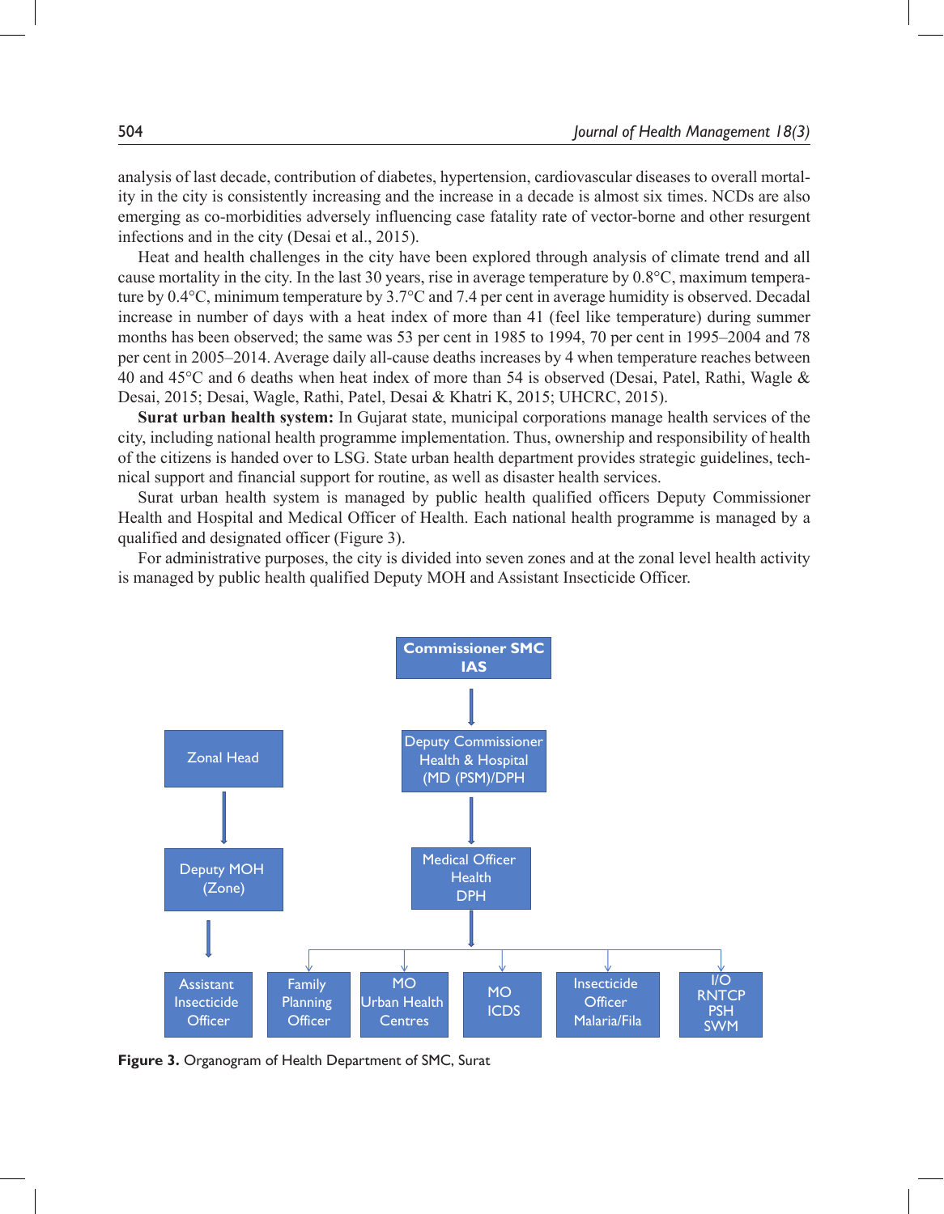analysis of last decade, contribution of diabetes, hypertension, cardiovascular diseases to overall mortality in the city is consistently increasing and the increase in a decade is almost six times. NCDs are also emerging as co-morbidities adversely influencing case fatality rate of vector-borne and other resurgent infections and in the city (Desai et al., 2015).

Heat and health challenges in the city have been explored through analysis of climate trend and all cause mortality in the city. In the last 30 years, rise in average temperature by 0.8°C, maximum temperature by 0.4°C, minimum temperature by 3.7°C and 7.4 per cent in average humidity is observed. Decadal increase in number of days with a heat index of more than 41 (feel like temperature) during summer months has been observed; the same was 53 per cent in 1985 to 1994, 70 per cent in 1995–2004 and 78 per cent in 2005–2014. Average daily all-cause deaths increases by 4 when temperature reaches between 40 and 45°C and 6 deaths when heat index of more than 54 is observed (Desai, Patel, Rathi, Wagle & Desai, 2015; Desai, Wagle, Rathi, Patel, Desai & Khatri K, 2015; UHCRC, 2015).

**Surat urban health system:** In Gujarat state, municipal corporations manage health services of the city, including national health programme implementation. Thus, ownership and responsibility of health of the citizens is handed over to LSG. State urban health department provides strategic guidelines, technical support and financial support for routine, as well as disaster health services.

Surat urban health system is managed by public health qualified officers Deputy Commissioner Health and Hospital and Medical Officer of Health. Each national health programme is managed by a qualified and designated officer (Figure 3).

For administrative purposes, the city is divided into seven zones and at the zonal level health activity is managed by public health qualified Deputy MOH and Assistant Insecticide Officer.

- Commissioner SMC IAS
  - Deputy Commissioner Health & Hospital (MD (PSM)/DPH
    - Medical Officer Health DPH
      - Family Planning Officer
      - MO Urban Health Centres
      - MO ICDS
      - Insecticide Officer Malaria/Fila
      - I/O RNTCP PSH SWM
- Zonal Head
  - Deputy MOH (Zone)
    - Assistant Insecticide Officer

**Figure 3.** Organogram of Health Department of SMC, Surat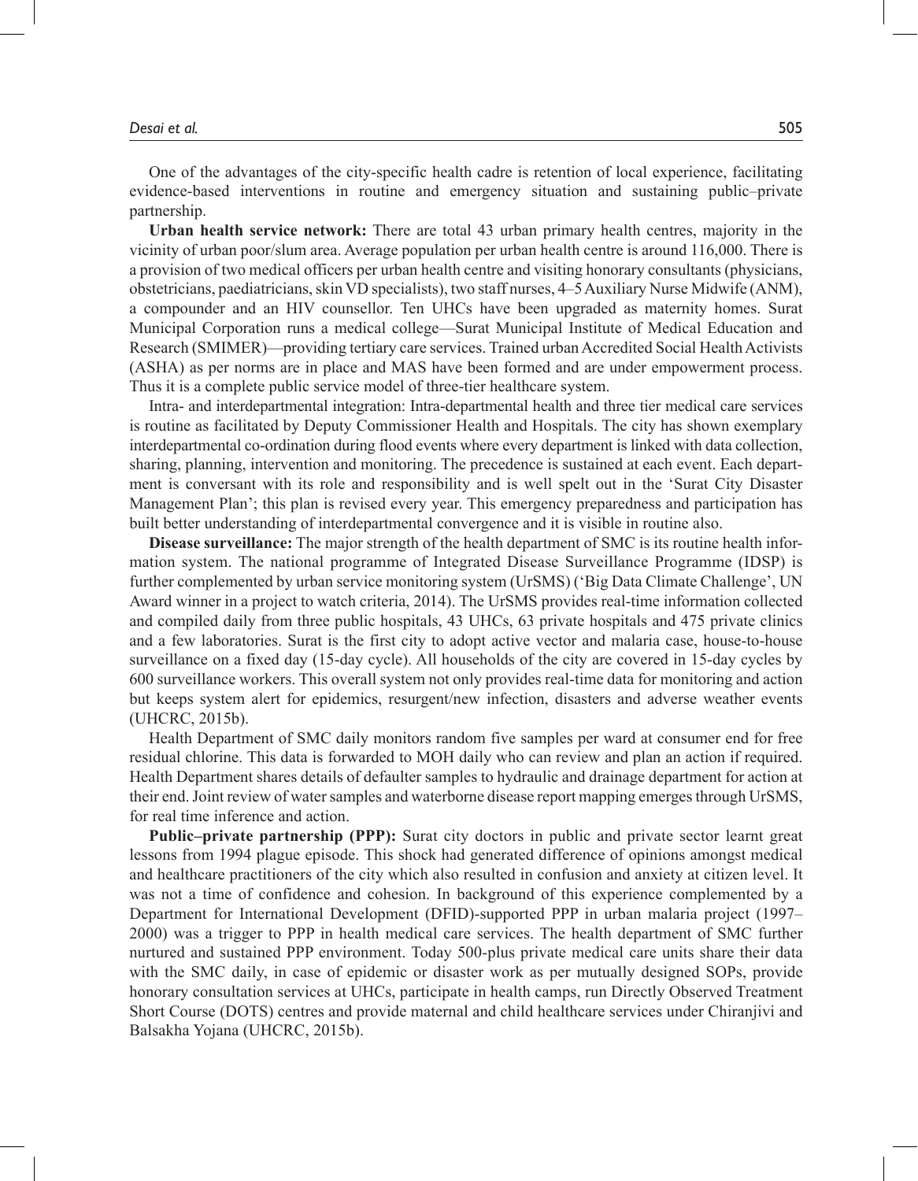One of the advantages of the city-specific health cadre is retention of local experience, facilitating evidence-based interventions in routine and emergency situation and sustaining public–private partnership.

**Urban health service network:** There are total 43 urban primary health centres, majority in the vicinity of urban poor/slum area. Average population per urban health centre is around 116,000. There is a provision of two medical officers per urban health centre and visiting honorary consultants (physicians, obstetricians, paediatricians, skin VD specialists), two staff nurses, 4–5 Auxiliary Nurse Midwife (ANM), a compounder and an HIV counsellor. Ten UHCs have been upgraded as maternity homes. Surat Municipal Corporation runs a medical college—Surat Municipal Institute of Medical Education and Research (SMIMER)—providing tertiary care services. Trained urban Accredited Social Health Activists (ASHA) as per norms are in place and MAS have been formed and are under empowerment process. Thus it is a complete public service model of three-tier healthcare system.

Intra- and interdepartmental integration: Intra-departmental health and three tier medical care services is routine as facilitated by Deputy Commissioner Health and Hospitals. The city has shown exemplary interdepartmental co-ordination during flood events where every department is linked with data collection, sharing, planning, intervention and monitoring. The precedence is sustained at each event. Each department is conversant with its role and responsibility and is well spelt out in the 'Surat City Disaster Management Plan'; this plan is revised every year. This emergency preparedness and participation has built better understanding of interdepartmental convergence and it is visible in routine also.

**Disease surveillance:** The major strength of the health department of SMC is its routine health information system. The national programme of Integrated Disease Surveillance Programme (IDSP) is further complemented by urban service monitoring system (UrSMS) ('Big Data Climate Challenge', UN Award winner in a project to watch criteria, 2014). The UrSMS provides real-time information collected and compiled daily from three public hospitals, 43 UHCs, 63 private hospitals and 475 private clinics and a few laboratories. Surat is the first city to adopt active vector and malaria case, house-to-house surveillance on a fixed day (15-day cycle). All households of the city are covered in 15-day cycles by 600 surveillance workers. This overall system not only provides real-time data for monitoring and action but keeps system alert for epidemics, resurgent/new infection, disasters and adverse weather events (UHCRC, 2015b).

Health Department of SMC daily monitors random five samples per ward at consumer end for free residual chlorine. This data is forwarded to MOH daily who can review and plan an action if required. Health Department shares details of defaulter samples to hydraulic and drainage department for action at their end. Joint review of water samples and waterborne disease report mapping emerges through UrSMS, for real time inference and action.

**Public–private partnership (PPP):** Surat city doctors in public and private sector learnt great lessons from 1994 plague episode. This shock had generated difference of opinions amongst medical and healthcare practitioners of the city which also resulted in confusion and anxiety at citizen level. It was not a time of confidence and cohesion. In background of this experience complemented by a Department for International Development (DFID)-supported PPP in urban malaria project (1997–2000) was a trigger to PPP in health medical care services. The health department of SMC further nurtured and sustained PPP environment. Today 500-plus private medical care units share their data with the SMC daily, in case of epidemic or disaster work as per mutually designed SOPs, provide honorary consultation services at UHCs, participate in health camps, run Directly Observed Treatment Short Course (DOTS) centres and provide maternal and child healthcare services under Chiranjivi and Balsakha Yojana (UHCRC, 2015b).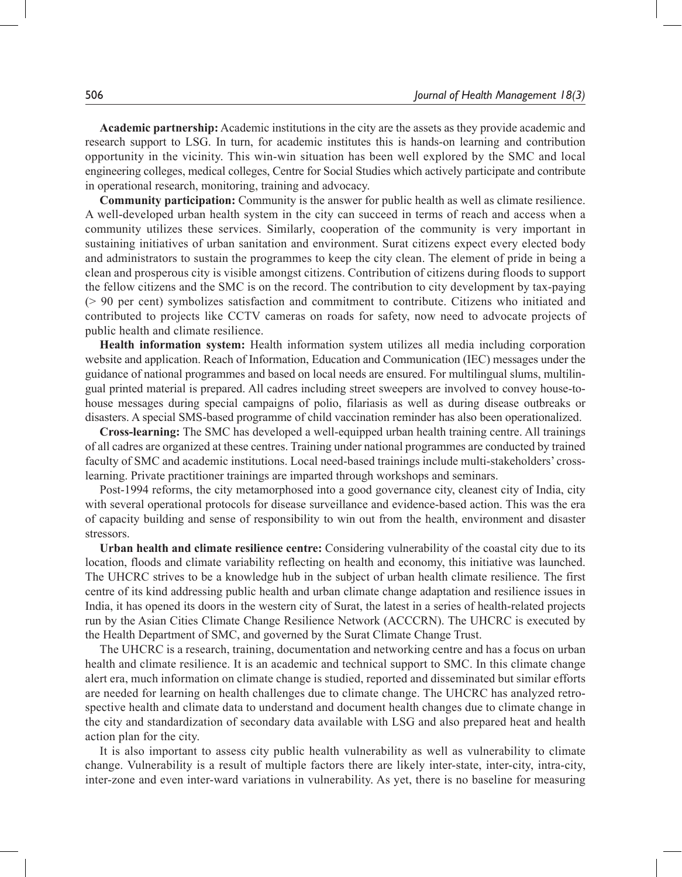**Academic partnership:** Academic institutions in the city are the assets as they provide academic and research support to LSG. In turn, for academic institutes this is hands-on learning and contribution opportunity in the vicinity. This win-win situation has been well explored by the SMC and local engineering colleges, medical colleges, Centre for Social Studies which actively participate and contribute in operational research, monitoring, training and advocacy.

**Community participation:** Community is the answer for public health as well as climate resilience. A well-developed urban health system in the city can succeed in terms of reach and access when a community utilizes these services. Similarly, cooperation of the community is very important in sustaining initiatives of urban sanitation and environment. Surat citizens expect every elected body and administrators to sustain the programmes to keep the city clean. The element of pride in being a clean and prosperous city is visible amongst citizens. Contribution of citizens during floods to support the fellow citizens and the SMC is on the record. The contribution to city development by tax-paying (> 90 per cent) symbolizes satisfaction and commitment to contribute. Citizens who initiated and contributed to projects like CCTV cameras on roads for safety, now need to advocate projects of public health and climate resilience.

**Health information system:** Health information system utilizes all media including corporation website and application. Reach of Information, Education and Communication (IEC) messages under the guidance of national programmes and based on local needs are ensured. For multilingual slums, multilingual printed material is prepared. All cadres including street sweepers are involved to convey house-to-house messages during special campaigns of polio, filariasis as well as during disease outbreaks or disasters. A special SMS-based programme of child vaccination reminder has also been operationalized.

**Cross-learning:** The SMC has developed a well-equipped urban health training centre. All trainings of all cadres are organized at these centres. Training under national programmes are conducted by trained faculty of SMC and academic institutions. Local need-based trainings include multi-stakeholders' cross-learning. Private practitioner trainings are imparted through workshops and seminars.

Post-1994 reforms, the city metamorphosed into a good governance city, cleanest city of India, city with several operational protocols for disease surveillance and evidence-based action. This was the era of capacity building and sense of responsibility to win out from the health, environment and disaster stressors.

**Urban health and climate resilience centre:** Considering vulnerability of the coastal city due to its location, floods and climate variability reflecting on health and economy, this initiative was launched. The UHCRC strives to be a knowledge hub in the subject of urban health climate resilience. The first centre of its kind addressing public health and urban climate change adaptation and resilience issues in India, it has opened its doors in the western city of Surat, the latest in a series of health-related projects run by the Asian Cities Climate Change Resilience Network (ACCCRN). The UHCRC is executed by the Health Department of SMC, and governed by the Surat Climate Change Trust.

The UHCRC is a research, training, documentation and networking centre and has a focus on urban health and climate resilience. It is an academic and technical support to SMC. In this climate change alert era, much information on climate change is studied, reported and disseminated but similar efforts are needed for learning on health challenges due to climate change. The UHCRC has analyzed retrospective health and climate data to understand and document health changes due to climate change in the city and standardization of secondary data available with LSG and also prepared heat and health action plan for the city.

It is also important to assess city public health vulnerability as well as vulnerability to climate change. Vulnerability is a result of multiple factors there are likely inter-state, inter-city, intra-city, inter-zone and even inter-ward variations in vulnerability. As yet, there is no baseline for measuring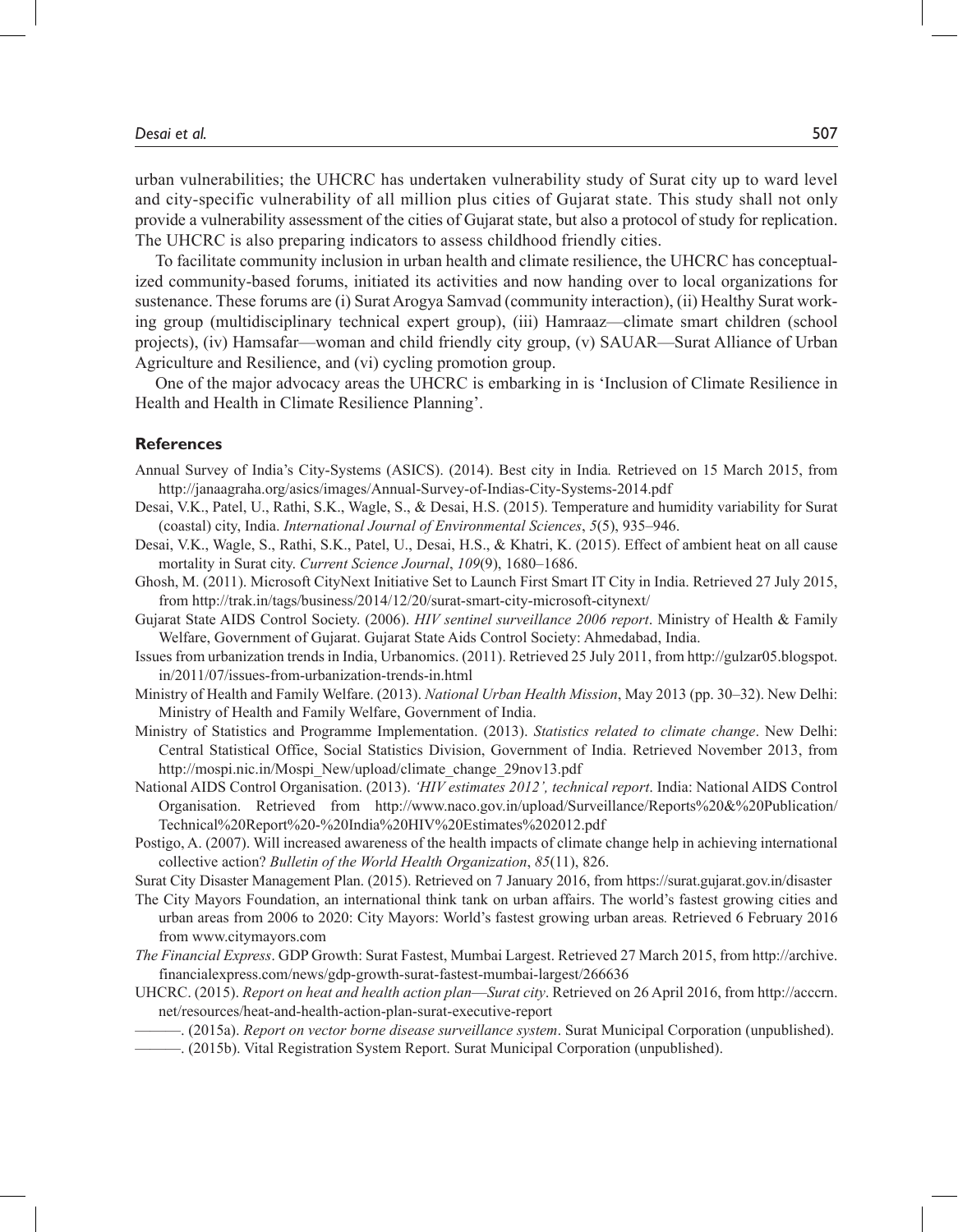urban vulnerabilities; the UHCRC has undertaken vulnerability study of Surat city up to ward level and city-specific vulnerability of all million plus cities of Gujarat state. This study shall not only provide a vulnerability assessment of the cities of Gujarat state, but also a protocol of study for replication. The UHCRC is also preparing indicators to assess childhood friendly cities.

To facilitate community inclusion in urban health and climate resilience, the UHCRC has conceptualized community-based forums, initiated its activities and now handing over to local organizations for sustenance. These forums are (i) Surat Arogya Samvad (community interaction), (ii) Healthy Surat working group (multidisciplinary technical expert group), (iii) Hamraaz—climate smart children (school projects), (iv) Hamsafar—woman and child friendly city group, (v) SAUAR—Surat Alliance of Urban Agriculture and Resilience, and (vi) cycling promotion group.

One of the major advocacy areas the UHCRC is embarking in is 'Inclusion of Climate Resilience in Health and Health in Climate Resilience Planning'.

## References

Annual Survey of India's City-Systems (ASICS). (2014). Best city in India*.* Retrieved on 15 March 2015, from http://janaagraha.org/asics/images/Annual-Survey-of-Indias-City-Systems-2014.pdf

Desai, V.K., Patel, U., Rathi, S.K., Wagle, S., & Desai, H.S. (2015). Temperature and humidity variability for Surat (coastal) city, India. *International Journal of Environmental Sciences*, *5*(5), 935–946.

Desai, V.K., Wagle, S., Rathi, S.K., Patel, U., Desai, H.S., & Khatri, K. (2015). Effect of ambient heat on all cause mortality in Surat city. *Current Science Journal*, *109*(9), 1680–1686.

Ghosh, M. (2011). Microsoft CityNext Initiative Set to Launch First Smart IT City in India. Retrieved 27 July 2015, from http://trak.in/tags/business/2014/12/20/surat-smart-city-microsoft-citynext/

Gujarat State AIDS Control Society. (2006). *HIV sentinel surveillance 2006 report*. Ministry of Health & Family Welfare, Government of Gujarat. Gujarat State Aids Control Society: Ahmedabad, India.

Issues from urbanization trends in India, Urbanomics. (2011). Retrieved 25 July 2011, from http://gulzar05.blogspot.in/2011/07/issues-from-urbanization-trends-in.html

Ministry of Health and Family Welfare. (2013). *National Urban Health Mission*, May 2013 (pp. 30–32). New Delhi: Ministry of Health and Family Welfare, Government of India.

Ministry of Statistics and Programme Implementation. (2013). *Statistics related to climate change*. New Delhi: Central Statistical Office, Social Statistics Division, Government of India. Retrieved November 2013, from http://mospi.nic.in/Mospi_New/upload/climate_change_29nov13.pdf

National AIDS Control Organisation. (2013). *'HIV estimates 2012', technical report*. India: National AIDS Control Organisation. Retrieved from http://www.naco.gov.in/upload/Surveillance/Reports%20&%20Publication/Technical%20Report%20-%20India%20HIV%20Estimates%202012.pdf

Postigo, A. (2007). Will increased awareness of the health impacts of climate change help in achieving international collective action? *Bulletin of the World Health Organization*, *85*(11), 826.

Surat City Disaster Management Plan. (2015). Retrieved on 7 January 2016, from https://surat.gujarat.gov.in/disaster

The City Mayors Foundation, an international think tank on urban affairs. The world's fastest growing cities and urban areas from 2006 to 2020: City Mayors: World's fastest growing urban areas*.* Retrieved 6 February 2016 from www.citymayors.com

*The Financial Express*. GDP Growth: Surat Fastest, Mumbai Largest. Retrieved 27 March 2015, from http://archive.financialexpress.com/news/gdp-growth-surat-fastest-mumbai-largest/266636

UHCRC. (2015). *Report on heat and health action plan*—*Surat city*. Retrieved on 26 April 2016, from http://acccrn.net/resources/heat-and-health-action-plan-surat-executive-report

———. (2015a). *Report on vector borne disease surveillance system*. Surat Municipal Corporation (unpublished).

———. (2015b). Vital Registration System Report. Surat Municipal Corporation (unpublished).